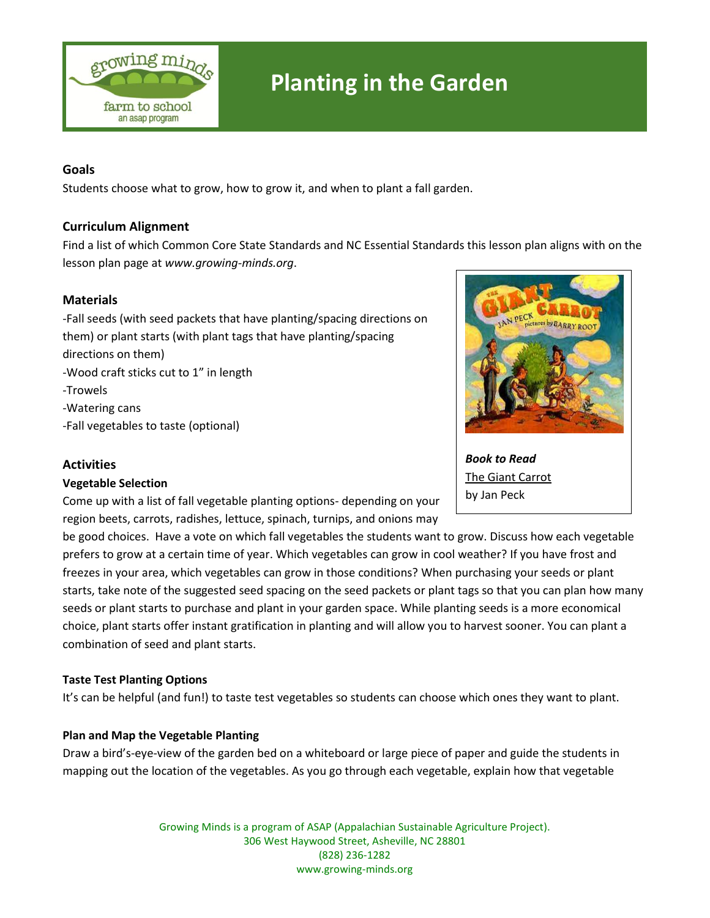# Planting in the Garden

### Goals

Students choose what to grow, how to grow it, and when to plant a fall garden.

### Curriculum Alignment

Find a list of which Common Core State Standards and NC Essential Standards this lesson plan aligns with on the lesson plan page at *www.growing-minds.org*.

### Materials

-Fall seeds (with seed packets that have planting/spacing directions on them) or plant starts (with plant tags that have planting/spacing directions on them)
-Wood craft sticks cut to 1" in length
-Trowels
-Watering cans
-Fall vegetables to taste (optional)

***Book to Read***
The Giant Carrot
by Jan Peck

### Activities

**Vegetable Selection**

Come up with a list of fall vegetable planting options- depending on your region beets, carrots, radishes, lettuce, spinach, turnips, and onions may be good choices. Have a vote on which fall vegetables the students want to grow. Discuss how each vegetable prefers to grow at a certain time of year. Which vegetables can grow in cool weather? If you have frost and freezes in your area, which vegetables can grow in those conditions? When purchasing your seeds or plant starts, take note of the suggested seed spacing on the seed packets or plant tags so that you can plan how many seeds or plant starts to purchase and plant in your garden space. While planting seeds is a more economical choice, plant starts offer instant gratification in planting and will allow you to harvest sooner. You can plant a combination of seed and plant starts.

**Taste Test Planting Options**

It's can be helpful (and fun!) to taste test vegetables so students can choose which ones they want to plant.

**Plan and Map the Vegetable Planting**

Draw a bird's-eye-view of the garden bed on a whiteboard or large piece of paper and guide the students in mapping out the location of the vegetables. As you go through each vegetable, explain how that vegetable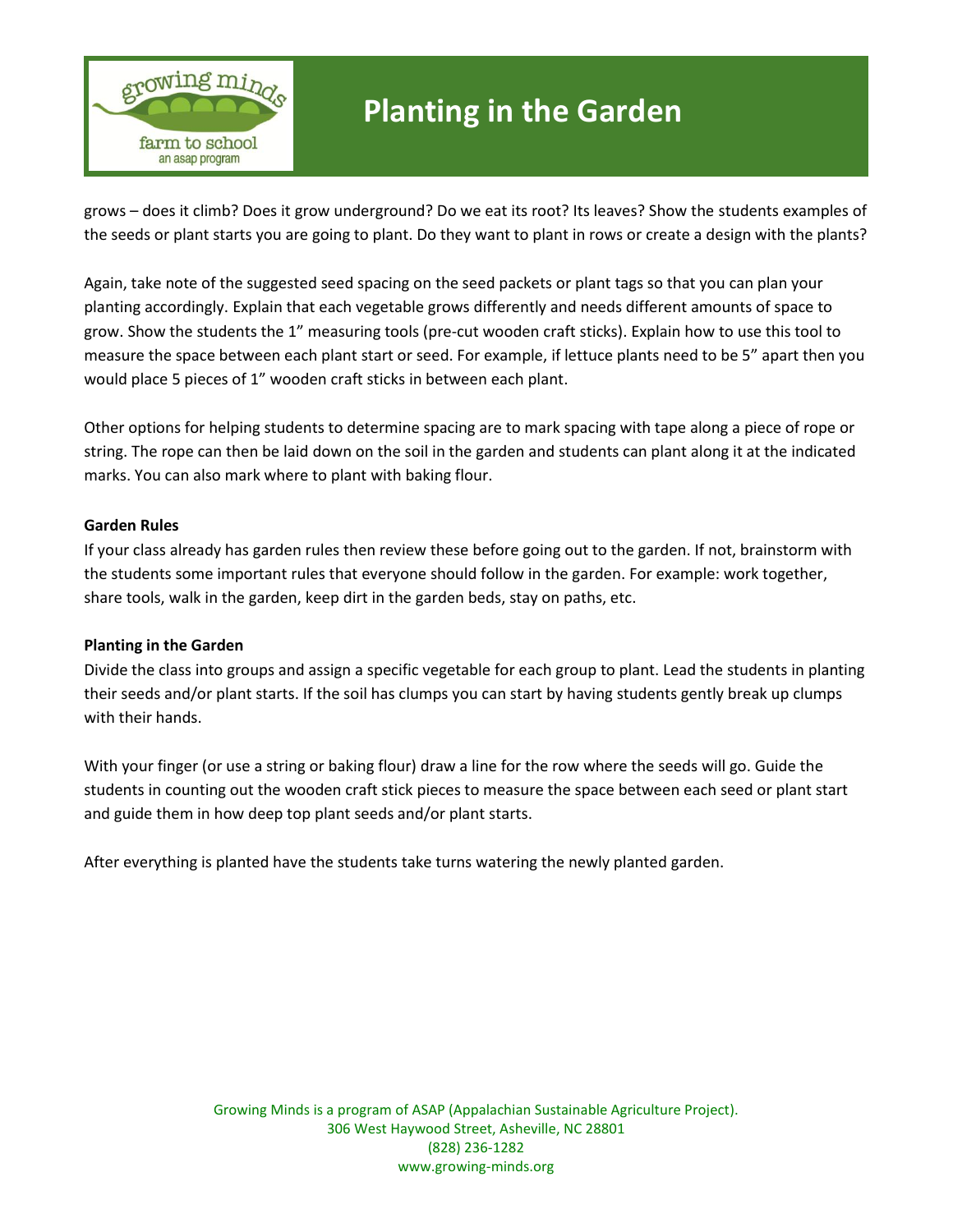grows – does it climb? Does it grow underground? Do we eat its root? Its leaves? Show the students examples of the seeds or plant starts you are going to plant. Do they want to plant in rows or create a design with the plants?

Again, take note of the suggested seed spacing on the seed packets or plant tags so that you can plan your planting accordingly. Explain that each vegetable grows differently and needs different amounts of space to grow. Show the students the 1" measuring tools (pre-cut wooden craft sticks). Explain how to use this tool to measure the space between each plant start or seed. For example, if lettuce plants need to be 5" apart then you would place 5 pieces of 1" wooden craft sticks in between each plant.

Other options for helping students to determine spacing are to mark spacing with tape along a piece of rope or string. The rope can then be laid down on the soil in the garden and students can plant along it at the indicated marks. You can also mark where to plant with baking flour.

**Garden Rules**

If your class already has garden rules then review these before going out to the garden. If not, brainstorm with the students some important rules that everyone should follow in the garden. For example: work together, share tools, walk in the garden, keep dirt in the garden beds, stay on paths, etc.

**Planting in the Garden**

Divide the class into groups and assign a specific vegetable for each group to plant. Lead the students in planting their seeds and/or plant starts. If the soil has clumps you can start by having students gently break up clumps with their hands.

With your finger (or use a string or baking flour) draw a line for the row where the seeds will go. Guide the students in counting out the wooden craft stick pieces to measure the space between each seed or plant start and guide them in how deep top plant seeds and/or plant starts.

After everything is planted have the students take turns watering the newly planted garden.